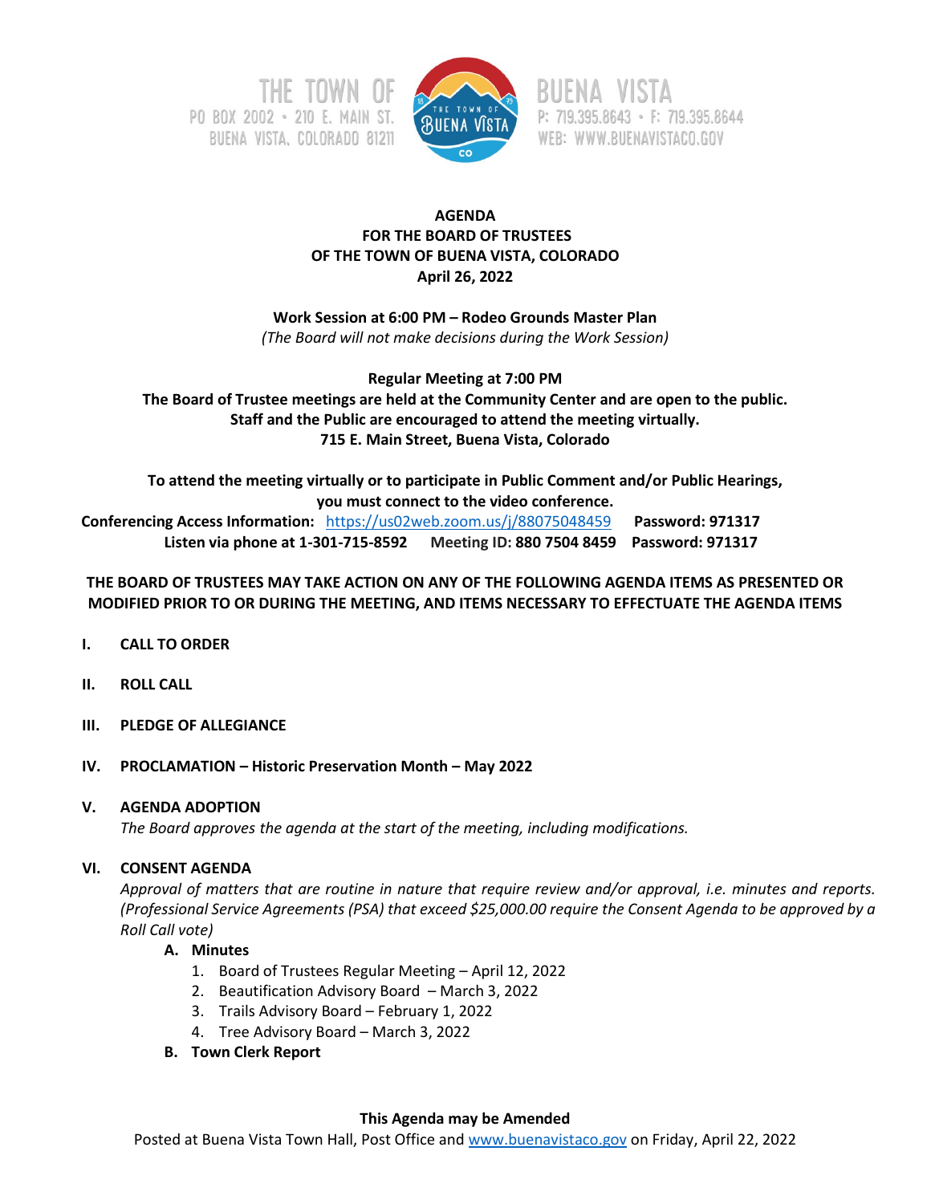THE TOWN OF BUENA VISTA
PO BOX 2002 • 210 E. MAIN ST.
BUENA VISTA, COLORADO 81211
P: 719.395.8643 • F: 719.395.8644
WEB: WWW.BUENAVISTACO.GOV

**AGENDA**
**FOR THE BOARD OF TRUSTEES**
**OF THE TOWN OF BUENA VISTA, COLORADO**
**April 26, 2022**

**Work Session at 6:00 PM – Rodeo Grounds Master Plan**
*(The Board will not make decisions during the Work Session)*

**Regular Meeting at 7:00 PM**
**The Board of Trustee meetings are held at the Community Center and are open to the public.**
**Staff and the Public are encouraged to attend the meeting virtually.**
**715 E. Main Street, Buena Vista, Colorado**

**To attend the meeting virtually or to participate in Public Comment and/or Public Hearings, you must connect to the video conference.**
**Conferencing Access Information:** https://us02web.zoom.us/j/88075048459 **Password: 971317**
**Listen via phone at 1-301-715-8592 Meeting ID: 880 7504 8459 Password: 971317**

**THE BOARD OF TRUSTEES MAY TAKE ACTION ON ANY OF THE FOLLOWING AGENDA ITEMS AS PRESENTED OR MODIFIED PRIOR TO OR DURING THE MEETING, AND ITEMS NECESSARY TO EFFECTUATE THE AGENDA ITEMS**

**I. CALL TO ORDER**

**II. ROLL CALL**

**III. PLEDGE OF ALLEGIANCE**

**IV. PROCLAMATION – Historic Preservation Month – May 2022**

**V. AGENDA ADOPTION**
*The Board approves the agenda at the start of the meeting, including modifications.*

**VI. CONSENT AGENDA**
*Approval of matters that are routine in nature that require review and/or approval, i.e. minutes and reports. (Professional Service Agreements (PSA) that exceed $25,000.00 require the Consent Agenda to be approved by a Roll Call vote)*

- **A. Minutes**
  1. Board of Trustees Regular Meeting – April 12, 2022
  2. Beautification Advisory Board – March 3, 2022
  3. Trails Advisory Board – February 1, 2022
  4. Tree Advisory Board – March 3, 2022
- **B. Town Clerk Report**

**This Agenda may be Amended**
Posted at Buena Vista Town Hall, Post Office and www.buenavistaco.gov on Friday, April 22, 2022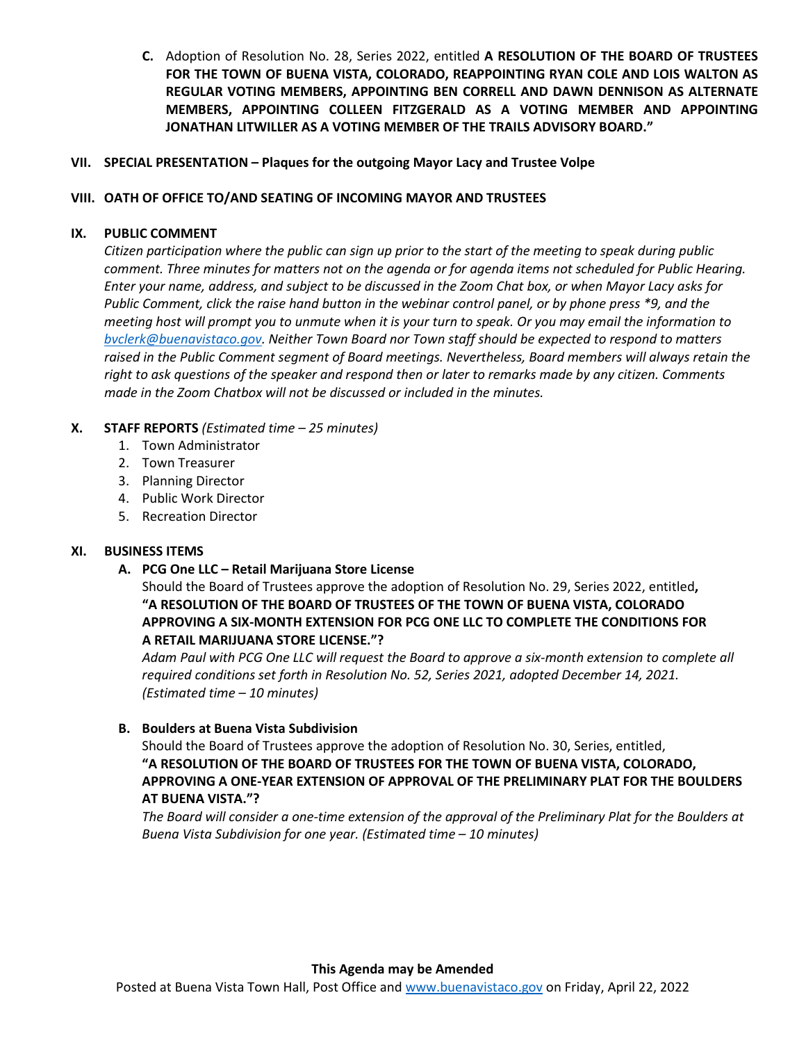**C.** Adoption of Resolution No. 28, Series 2022, entitled **A RESOLUTION OF THE BOARD OF TRUSTEES FOR THE TOWN OF BUENA VISTA, COLORADO, REAPPOINTING RYAN COLE AND LOIS WALTON AS REGULAR VOTING MEMBERS, APPOINTING BEN CORRELL AND DAWN DENNISON AS ALTERNATE MEMBERS, APPOINTING COLLEEN FITZGERALD AS A VOTING MEMBER AND APPOINTING JONATHAN LITWILLER AS A VOTING MEMBER OF THE TRAILS ADVISORY BOARD."**

## VII. SPECIAL PRESENTATION – Plaques for the outgoing Mayor Lacy and Trustee Volpe

## VIII. OATH OF OFFICE TO/AND SEATING OF INCOMING MAYOR AND TRUSTEES

## IX. PUBLIC COMMENT

*Citizen participation where the public can sign up prior to the start of the meeting to speak during public comment. Three minutes for matters not on the agenda or for agenda items not scheduled for Public Hearing. Enter your name, address, and subject to be discussed in the Zoom Chat box, or when Mayor Lacy asks for Public Comment, click the raise hand button in the webinar control panel, or by phone press *9, and the meeting host will prompt you to unmute when it is your turn to speak. Or you may email the information to bvclerk@buenavistaco.gov. Neither Town Board nor Town staff should be expected to respond to matters raised in the Public Comment segment of Board meetings. Nevertheless, Board members will always retain the right to ask questions of the speaker and respond then or later to remarks made by any citizen. Comments made in the Zoom Chatbox will not be discussed or included in the minutes.*

## X. STAFF REPORTS *(Estimated time – 25 minutes)*

1. Town Administrator
2. Town Treasurer
3. Planning Director
4. Public Work Director
5. Recreation Director

## XI. BUSINESS ITEMS

**A. PCG One LLC – Retail Marijuana Store License**

Should the Board of Trustees approve the adoption of Resolution No. 29, Series 2022, entitled**, "A RESOLUTION OF THE BOARD OF TRUSTEES OF THE TOWN OF BUENA VISTA, COLORADO APPROVING A SIX-MONTH EXTENSION FOR PCG ONE LLC TO COMPLETE THE CONDITIONS FOR A RETAIL MARIJUANA STORE LICENSE."?**

*Adam Paul with PCG One LLC will request the Board to approve a six-month extension to complete all required conditions set forth in Resolution No. 52, Series 2021, adopted December 14, 2021. (Estimated time – 10 minutes)*

**B. Boulders at Buena Vista Subdivision**

Should the Board of Trustees approve the adoption of Resolution No. 30, Series, entitled, **"A RESOLUTION OF THE BOARD OF TRUSTEES FOR THE TOWN OF BUENA VISTA, COLORADO, APPROVING A ONE-YEAR EXTENSION OF APPROVAL OF THE PRELIMINARY PLAT FOR THE BOULDERS AT BUENA VISTA."?**

*The Board will consider a one-time extension of the approval of the Preliminary Plat for the Boulders at Buena Vista Subdivision for one year. (Estimated time – 10 minutes)*

**This Agenda may be Amended**

Posted at Buena Vista Town Hall, Post Office and www.buenavistaco.gov on Friday, April 22, 2022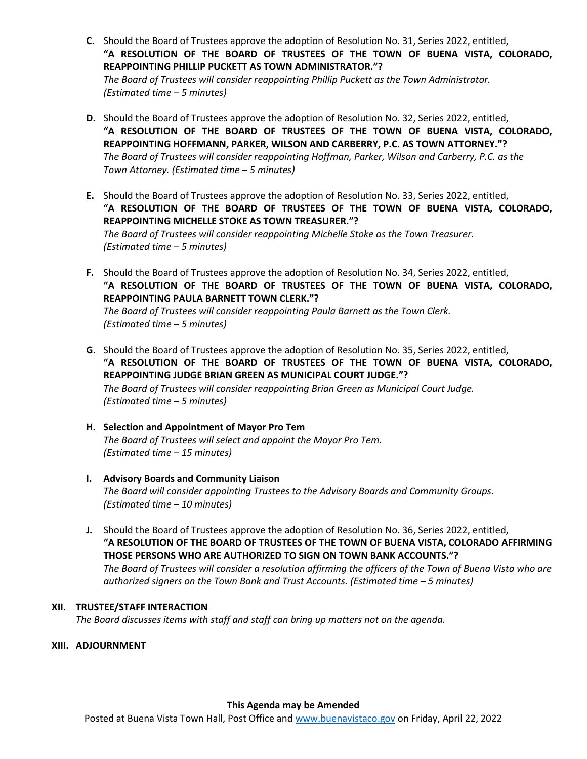**C.** Should the Board of Trustees approve the adoption of Resolution No. 31, Series 2022, entitled, **"A RESOLUTION OF THE BOARD OF TRUSTEES OF THE TOWN OF BUENA VISTA, COLORADO, REAPPOINTING PHILLIP PUCKETT AS TOWN ADMINISTRATOR."?**
*The Board of Trustees will consider reappointing Phillip Puckett as the Town Administrator. (Estimated time – 5 minutes)*

**D.** Should the Board of Trustees approve the adoption of Resolution No. 32, Series 2022, entitled, **"A RESOLUTION OF THE BOARD OF TRUSTEES OF THE TOWN OF BUENA VISTA, COLORADO, REAPPOINTING HOFFMANN, PARKER, WILSON AND CARBERRY, P.C. AS TOWN ATTORNEY."?**
*The Board of Trustees will consider reappointing Hoffman, Parker, Wilson and Carberry, P.C. as the Town Attorney. (Estimated time – 5 minutes)*

**E.** Should the Board of Trustees approve the adoption of Resolution No. 33, Series 2022, entitled, **"A RESOLUTION OF THE BOARD OF TRUSTEES OF THE TOWN OF BUENA VISTA, COLORADO, REAPPOINTING MICHELLE STOKE AS TOWN TREASURER."?**
*The Board of Trustees will consider reappointing Michelle Stoke as the Town Treasurer. (Estimated time – 5 minutes)*

**F.** Should the Board of Trustees approve the adoption of Resolution No. 34, Series 2022, entitled, **"A RESOLUTION OF THE BOARD OF TRUSTEES OF THE TOWN OF BUENA VISTA, COLORADO, REAPPOINTING PAULA BARNETT TOWN CLERK."?**
*The Board of Trustees will consider reappointing Paula Barnett as the Town Clerk. (Estimated time – 5 minutes)*

**G.** Should the Board of Trustees approve the adoption of Resolution No. 35, Series 2022, entitled, **"A RESOLUTION OF THE BOARD OF TRUSTEES OF THE TOWN OF BUENA VISTA, COLORADO, REAPPOINTING JUDGE BRIAN GREEN AS MUNICIPAL COURT JUDGE."?**
*The Board of Trustees will consider reappointing Brian Green as Municipal Court Judge. (Estimated time – 5 minutes)*

**H. Selection and Appointment of Mayor Pro Tem**
*The Board of Trustees will select and appoint the Mayor Pro Tem. (Estimated time – 15 minutes)*

**I. Advisory Boards and Community Liaison**
*The Board will consider appointing Trustees to the Advisory Boards and Community Groups. (Estimated time – 10 minutes)*

**J.** Should the Board of Trustees approve the adoption of Resolution No. 36, Series 2022, entitled, **"A RESOLUTION OF THE BOARD OF TRUSTEES OF THE TOWN OF BUENA VISTA, COLORADO AFFIRMING THOSE PERSONS WHO ARE AUTHORIZED TO SIGN ON TOWN BANK ACCOUNTS."?**
*The Board of Trustees will consider a resolution affirming the officers of the Town of Buena Vista who are authorized signers on the Town Bank and Trust Accounts. (Estimated time – 5 minutes)*

## XII. TRUSTEE/STAFF INTERACTION

*The Board discusses items with staff and staff can bring up matters not on the agenda.*

## XIII. ADJOURNMENT

**This Agenda may be Amended**

Posted at Buena Vista Town Hall, Post Office and www.buenavistaco.gov on Friday, April 22, 2022